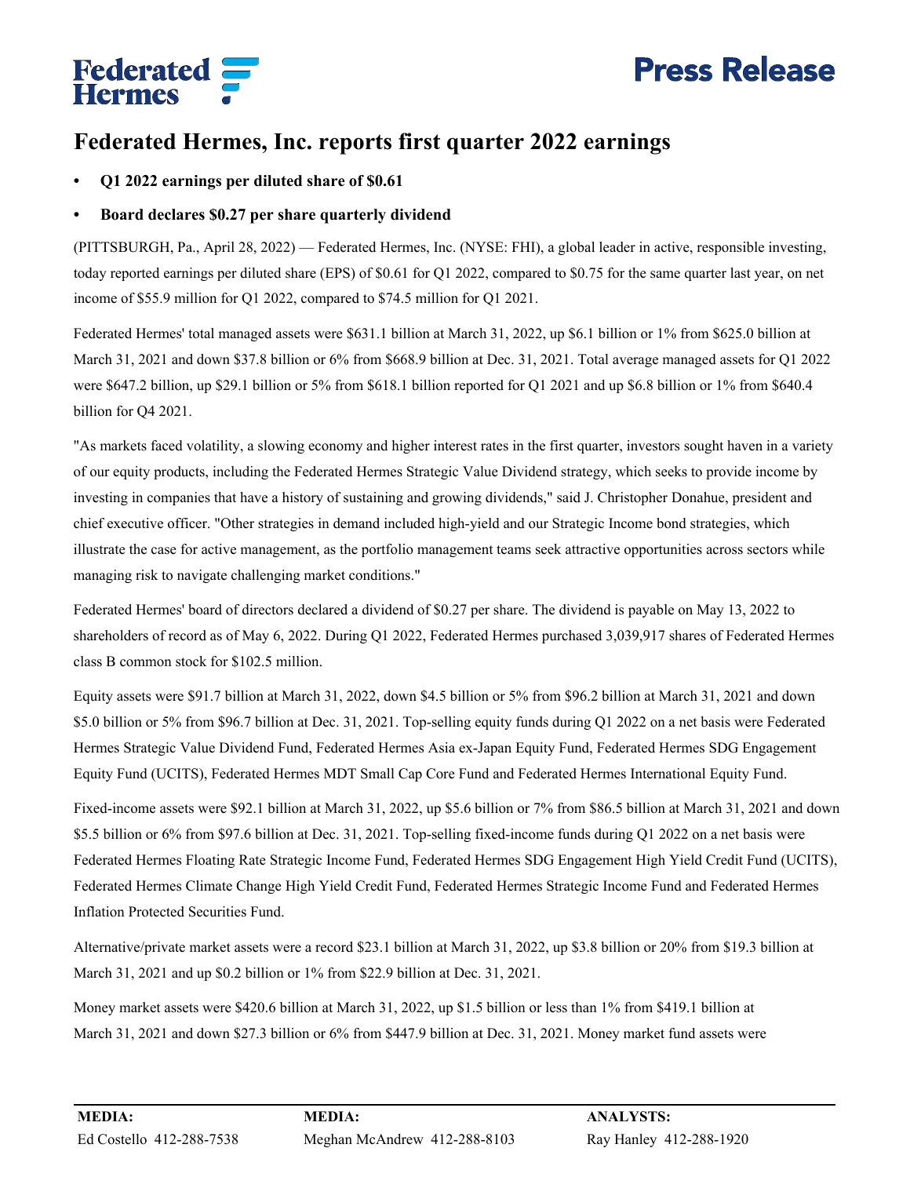# Federated Hermes, Inc. reports first quarter 2022 earnings

- **Q1 2022 earnings per diluted share of $0.61**
- **Board declares $0.27 per share quarterly dividend**

(PITTSBURGH, Pa., April 28, 2022) — Federated Hermes, Inc. (NYSE: FHI), a global leader in active, responsible investing, today reported earnings per diluted share (EPS) of $0.61 for Q1 2022, compared to $0.75 for the same quarter last year, on net income of $55.9 million for Q1 2022, compared to $74.5 million for Q1 2021.

Federated Hermes' total managed assets were $631.1 billion at March 31, 2022, up $6.1 billion or 1% from $625.0 billion at March 31, 2021 and down $37.8 billion or 6% from $668.9 billion at Dec. 31, 2021. Total average managed assets for Q1 2022 were $647.2 billion, up $29.1 billion or 5% from $618.1 billion reported for Q1 2021 and up $6.8 billion or 1% from $640.4 billion for Q4 2021.

"As markets faced volatility, a slowing economy and higher interest rates in the first quarter, investors sought haven in a variety of our equity products, including the Federated Hermes Strategic Value Dividend strategy, which seeks to provide income by investing in companies that have a history of sustaining and growing dividends," said J. Christopher Donahue, president and chief executive officer. "Other strategies in demand included high-yield and our Strategic Income bond strategies, which illustrate the case for active management, as the portfolio management teams seek attractive opportunities across sectors while managing risk to navigate challenging market conditions."

Federated Hermes' board of directors declared a dividend of $0.27 per share. The dividend is payable on May 13, 2022 to shareholders of record as of May 6, 2022. During Q1 2022, Federated Hermes purchased 3,039,917 shares of Federated Hermes class B common stock for $102.5 million.

Equity assets were $91.7 billion at March 31, 2022, down $4.5 billion or 5% from $96.2 billion at March 31, 2021 and down $5.0 billion or 5% from $96.7 billion at Dec. 31, 2021. Top-selling equity funds during Q1 2022 on a net basis were Federated Hermes Strategic Value Dividend Fund, Federated Hermes Asia ex-Japan Equity Fund, Federated Hermes SDG Engagement Equity Fund (UCITS), Federated Hermes MDT Small Cap Core Fund and Federated Hermes International Equity Fund.

Fixed-income assets were $92.1 billion at March 31, 2022, up $5.6 billion or 7% from $86.5 billion at March 31, 2021 and down $5.5 billion or 6% from $97.6 billion at Dec. 31, 2021. Top-selling fixed-income funds during Q1 2022 on a net basis were Federated Hermes Floating Rate Strategic Income Fund, Federated Hermes SDG Engagement High Yield Credit Fund (UCITS), Federated Hermes Climate Change High Yield Credit Fund, Federated Hermes Strategic Income Fund and Federated Hermes Inflation Protected Securities Fund.

Alternative/private market assets were a record $23.1 billion at March 31, 2022, up $3.8 billion or 20% from $19.3 billion at March 31, 2021 and up $0.2 billion or 1% from $22.9 billion at Dec. 31, 2021.

Money market assets were $420.6 billion at March 31, 2022, up $1.5 billion or less than 1% from $419.1 billion at March 31, 2021 and down $27.3 billion or 6% from $447.9 billion at Dec. 31, 2021. Money market fund assets were

| MEDIA: | MEDIA: | ANALYSTS: |
|---|---|---|
| Ed Costello 412-288-7538 | Meghan McAndrew 412-288-8103 | Ray Hanley 412-288-1920 |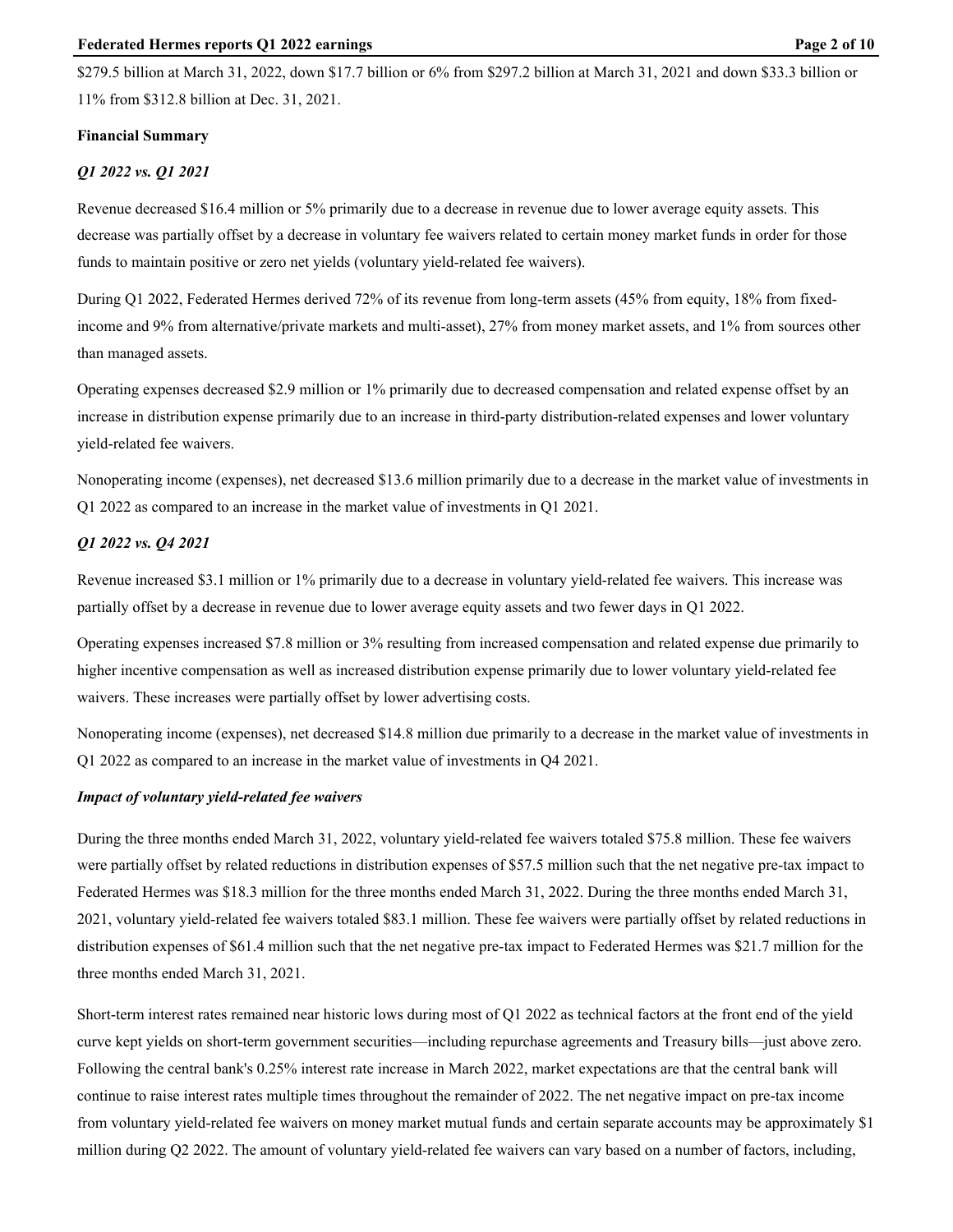$279.5 billion at March 31, 2022, down $17.7 billion or 6% from $297.2 billion at March 31, 2021 and down $33.3 billion or 11% from $312.8 billion at Dec. 31, 2021.

**Financial Summary**

***Q1 2022 vs. Q1 2021***

Revenue decreased $16.4 million or 5% primarily due to a decrease in revenue due to lower average equity assets. This decrease was partially offset by a decrease in voluntary fee waivers related to certain money market funds in order for those funds to maintain positive or zero net yields (voluntary yield-related fee waivers).

During Q1 2022, Federated Hermes derived 72% of its revenue from long-term assets (45% from equity, 18% from fixed-income and 9% from alternative/private markets and multi-asset), 27% from money market assets, and 1% from sources other than managed assets.

Operating expenses decreased $2.9 million or 1% primarily due to decreased compensation and related expense offset by an increase in distribution expense primarily due to an increase in third-party distribution-related expenses and lower voluntary yield-related fee waivers.

Nonoperating income (expenses), net decreased $13.6 million primarily due to a decrease in the market value of investments in Q1 2022 as compared to an increase in the market value of investments in Q1 2021.

***Q1 2022 vs. Q4 2021***

Revenue increased $3.1 million or 1% primarily due to a decrease in voluntary yield-related fee waivers. This increase was partially offset by a decrease in revenue due to lower average equity assets and two fewer days in Q1 2022.

Operating expenses increased $7.8 million or 3% resulting from increased compensation and related expense due primarily to higher incentive compensation as well as increased distribution expense primarily due to lower voluntary yield-related fee waivers. These increases were partially offset by lower advertising costs.

Nonoperating income (expenses), net decreased $14.8 million due primarily to a decrease in the market value of investments in Q1 2022 as compared to an increase in the market value of investments in Q4 2021.

***Impact of voluntary yield-related fee waivers***

During the three months ended March 31, 2022, voluntary yield-related fee waivers totaled $75.8 million. These fee waivers were partially offset by related reductions in distribution expenses of $57.5 million such that the net negative pre-tax impact to Federated Hermes was $18.3 million for the three months ended March 31, 2022. During the three months ended March 31, 2021, voluntary yield-related fee waivers totaled $83.1 million. These fee waivers were partially offset by related reductions in distribution expenses of $61.4 million such that the net negative pre-tax impact to Federated Hermes was $21.7 million for the three months ended March 31, 2021.

Short-term interest rates remained near historic lows during most of Q1 2022 as technical factors at the front end of the yield curve kept yields on short-term government securities—including repurchase agreements and Treasury bills—just above zero. Following the central bank's 0.25% interest rate increase in March 2022, market expectations are that the central bank will continue to raise interest rates multiple times throughout the remainder of 2022. The net negative impact on pre-tax income from voluntary yield-related fee waivers on money market mutual funds and certain separate accounts may be approximately $1 million during Q2 2022. The amount of voluntary yield-related fee waivers can vary based on a number of factors, including,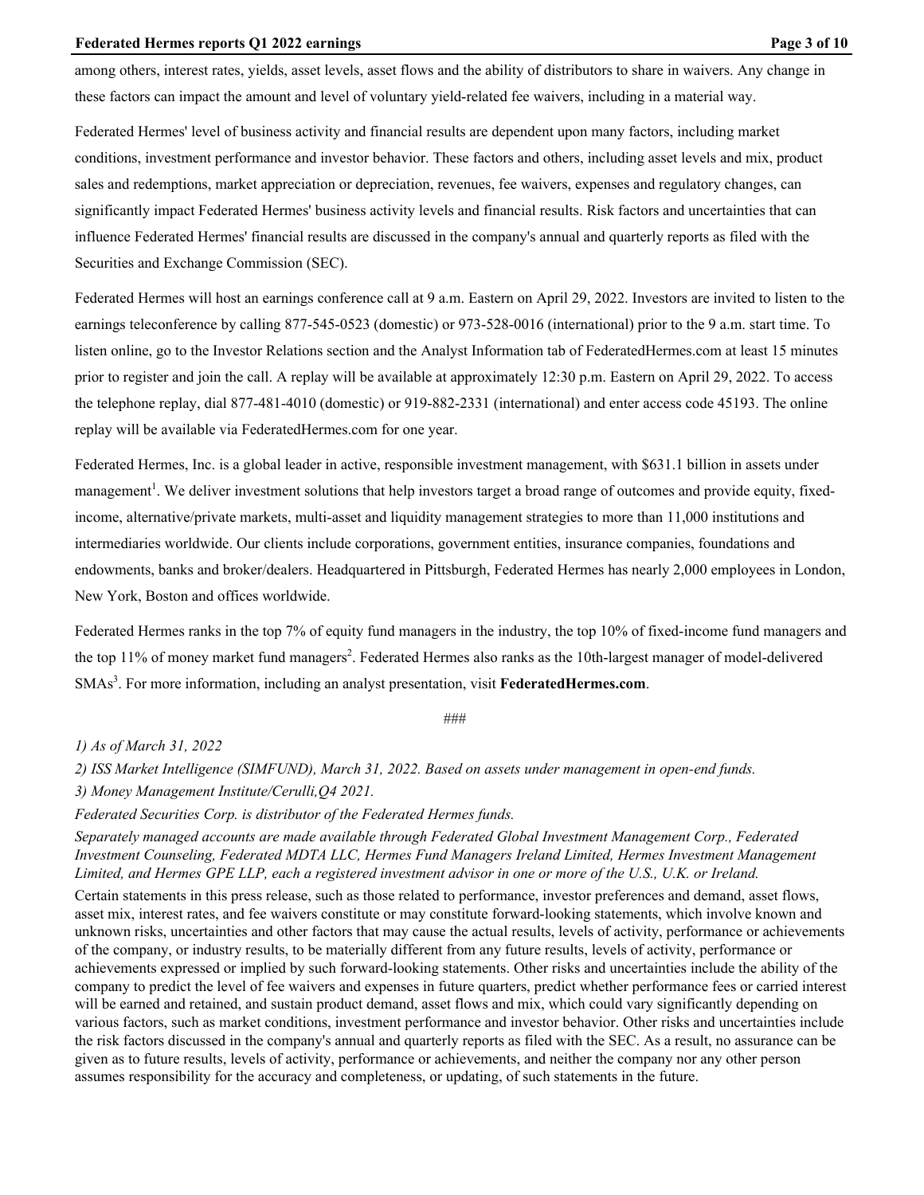among others, interest rates, yields, asset levels, asset flows and the ability of distributors to share in waivers. Any change in these factors can impact the amount and level of voluntary yield-related fee waivers, including in a material way.

Federated Hermes' level of business activity and financial results are dependent upon many factors, including market conditions, investment performance and investor behavior. These factors and others, including asset levels and mix, product sales and redemptions, market appreciation or depreciation, revenues, fee waivers, expenses and regulatory changes, can significantly impact Federated Hermes' business activity levels and financial results. Risk factors and uncertainties that can influence Federated Hermes' financial results are discussed in the company's annual and quarterly reports as filed with the Securities and Exchange Commission (SEC).

Federated Hermes will host an earnings conference call at 9 a.m. Eastern on April 29, 2022. Investors are invited to listen to the earnings teleconference by calling 877-545-0523 (domestic) or 973-528-0016 (international) prior to the 9 a.m. start time. To listen online, go to the Investor Relations section and the Analyst Information tab of FederatedHermes.com at least 15 minutes prior to register and join the call. A replay will be available at approximately 12:30 p.m. Eastern on April 29, 2022. To access the telephone replay, dial 877-481-4010 (domestic) or 919-882-2331 (international) and enter access code 45193. The online replay will be available via FederatedHermes.com for one year.

Federated Hermes, Inc. is a global leader in active, responsible investment management, with $631.1 billion in assets under management[1]. We deliver investment solutions that help investors target a broad range of outcomes and provide equity, fixed-income, alternative/private markets, multi-asset and liquidity management strategies to more than 11,000 institutions and intermediaries worldwide. Our clients include corporations, government entities, insurance companies, foundations and endowments, banks and broker/dealers. Headquartered in Pittsburgh, Federated Hermes has nearly 2,000 employees in London, New York, Boston and offices worldwide.

Federated Hermes ranks in the top 7% of equity fund managers in the industry, the top 10% of fixed-income fund managers and the top 11% of money market fund managers[2]. Federated Hermes also ranks as the 10th-largest manager of model-delivered SMAs[3]. For more information, including an analyst presentation, visit **FederatedHermes.com**.

###

*1) As of March 31, 2022*

*2) ISS Market Intelligence (SIMFUND), March 31, 2022. Based on assets under management in open-end funds.*

*3) Money Management Institute/Cerulli,Q4 2021.*

*Federated Securities Corp. is distributor of the Federated Hermes funds.*

*Separately managed accounts are made available through Federated Global Investment Management Corp., Federated Investment Counseling, Federated MDTA LLC, Hermes Fund Managers Ireland Limited, Hermes Investment Management Limited, and Hermes GPE LLP, each a registered investment advisor in one or more of the U.S., U.K. or Ireland.*

Certain statements in this press release, such as those related to performance, investor preferences and demand, asset flows, asset mix, interest rates, and fee waivers constitute or may constitute forward-looking statements, which involve known and unknown risks, uncertainties and other factors that may cause the actual results, levels of activity, performance or achievements of the company, or industry results, to be materially different from any future results, levels of activity, performance or achievements expressed or implied by such forward-looking statements. Other risks and uncertainties include the ability of the company to predict the level of fee waivers and expenses in future quarters, predict whether performance fees or carried interest will be earned and retained, and sustain product demand, asset flows and mix, which could vary significantly depending on various factors, such as market conditions, investment performance and investor behavior. Other risks and uncertainties include the risk factors discussed in the company's annual and quarterly reports as filed with the SEC. As a result, no assurance can be given as to future results, levels of activity, performance or achievements, and neither the company nor any other person assumes responsibility for the accuracy and completeness, or updating, of such statements in the future.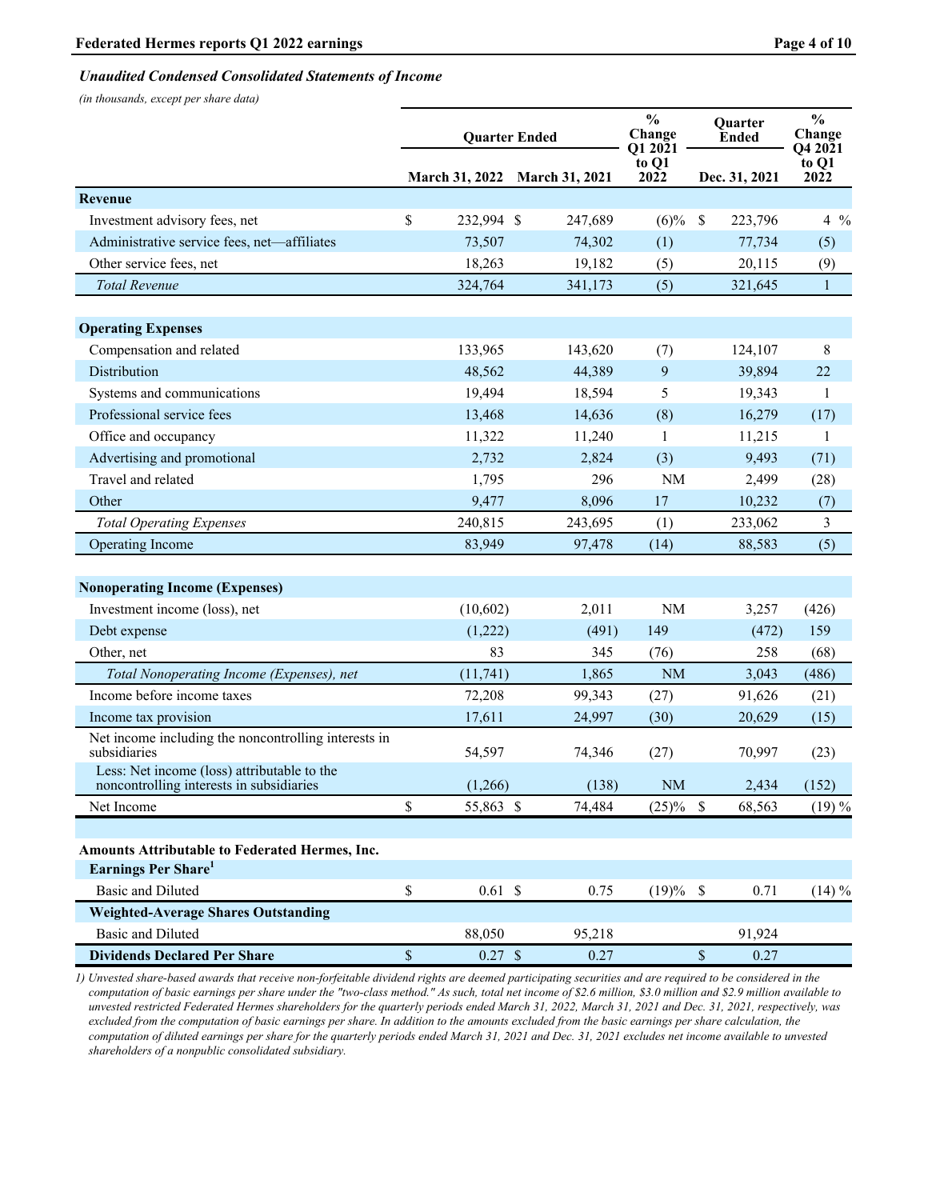### *Unaudited Condensed Consolidated Statements of Income*

*(in thousands, except per share data)*

| | Quarter Ended | | % Change Q1 2021 to Q1 2022 | Quarter Ended | % Change Q4 2021 to Q1 2022 |
|---|---|---|---|---|---|
| | March 31, 2022 | March 31, 2021 | | Dec. 31, 2021 | |
| **Revenue** | | | | | |
| Investment advisory fees, net | $ 232,994 | $ 247,689 | (6)% | $ 223,796 | 4 % |
| Administrative service fees, net—affiliates | 73,507 | 74,302 | (1) | 77,734 | (5) |
| Other service fees, net | 18,263 | 19,182 | (5) | 20,115 | (9) |
| *Total Revenue* | 324,764 | 341,173 | (5) | 321,645 | 1 |
| **Operating Expenses** | | | | | |
| Compensation and related | 133,965 | 143,620 | (7) | 124,107 | 8 |
| Distribution | 48,562 | 44,389 | 9 | 39,894 | 22 |
| Systems and communications | 19,494 | 18,594 | 5 | 19,343 | 1 |
| Professional service fees | 13,468 | 14,636 | (8) | 16,279 | (17) |
| Office and occupancy | 11,322 | 11,240 | 1 | 11,215 | 1 |
| Advertising and promotional | 2,732 | 2,824 | (3) | 9,493 | (71) |
| Travel and related | 1,795 | 296 | NM | 2,499 | (28) |
| Other | 9,477 | 8,096 | 17 | 10,232 | (7) |
| *Total Operating Expenses* | 240,815 | 243,695 | (1) | 233,062 | 3 |
| Operating Income | 83,949 | 97,478 | (14) | 88,583 | (5) |
| **Nonoperating Income (Expenses)** | | | | | |
| Investment income (loss), net | (10,602) | 2,011 | NM | 3,257 | (426) |
| Debt expense | (1,222) | (491) | 149 | (472) | 159 |
| Other, net | 83 | 345 | (76) | 258 | (68) |
| *Total Nonoperating Income (Expenses), net* | (11,741) | 1,865 | NM | 3,043 | (486) |
| Income before income taxes | 72,208 | 99,343 | (27) | 91,626 | (21) |
| Income tax provision | 17,611 | 24,997 | (30) | 20,629 | (15) |
| Net income including the noncontrolling interests in subsidiaries | 54,597 | 74,346 | (27) | 70,997 | (23) |
| Less: Net income (loss) attributable to the noncontrolling interests in subsidiaries | (1,266) | (138) | NM | 2,434 | (152) |
| Net Income | $ 55,863 | $ 74,484 | (25)% | $ 68,563 | (19) % |
| **Amounts Attributable to Federated Hermes, Inc.** | | | | | |
| **Earnings Per Share**[1] | | | | | |
| Basic and Diluted | $ 0.61 | $ 0.75 | (19)% | $ 0.71 | (14) % |
| **Weighted-Average Shares Outstanding** | | | | | |
| Basic and Diluted | 88,050 | 95,218 | | 91,924 | |
| **Dividends Declared Per Share** | $ 0.27 | $ 0.27 | | $ 0.27 | |

*1) Unvested share-based awards that receive non-forfeitable dividend rights are deemed participating securities and are required to be considered in the computation of basic earnings per share under the "two-class method." As such, total net income of $2.6 million, $3.0 million and $2.9 million available to unvested restricted Federated Hermes shareholders for the quarterly periods ended March 31, 2022, March 31, 2021 and Dec. 31, 2021, respectively, was excluded from the computation of basic earnings per share. In addition to the amounts excluded from the basic earnings per share calculation, the computation of diluted earnings per share for the quarterly periods ended March 31, 2021 and Dec. 31, 2021 excludes net income available to unvested shareholders of a nonpublic consolidated subsidiary.*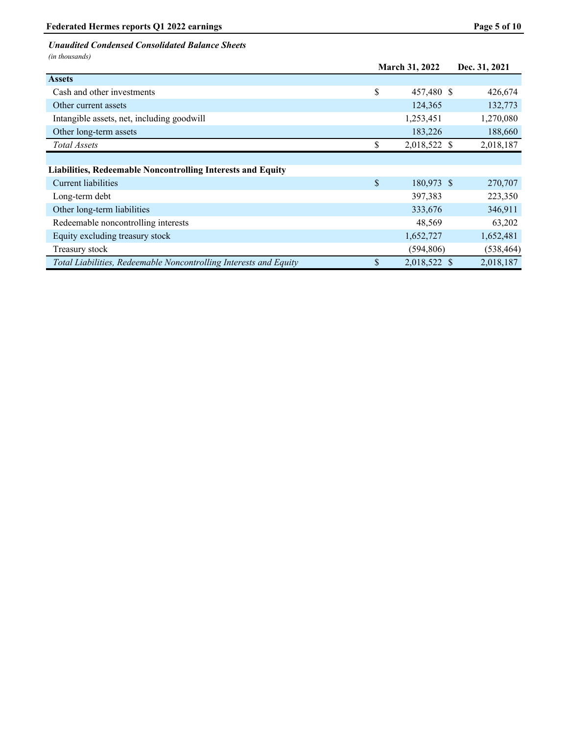***Unaudited Condensed Consolidated Balance Sheets***

*(in thousands)*

| | March 31, 2022 | Dec. 31, 2021 |
|---|---|---|
| **Assets** | | |
| Cash and other investments | $ 457,480 | $ 426,674 |
| Other current assets | 124,365 | 132,773 |
| Intangible assets, net, including goodwill | 1,253,451 | 1,270,080 |
| Other long-term assets | 183,226 | 188,660 |
| *Total Assets* | $ 2,018,522 | $ 2,018,187 |
| | | |
| **Liabilities, Redeemable Noncontrolling Interests and Equity** | | |
| Current liabilities | $ 180,973 | $ 270,707 |
| Long-term debt | 397,383 | 223,350 |
| Other long-term liabilities | 333,676 | 346,911 |
| Redeemable noncontrolling interests | 48,569 | 63,202 |
| Equity excluding treasury stock | 1,652,727 | 1,652,481 |
| Treasury stock | (594,806) | (538,464) |
| *Total Liabilities, Redeemable Noncontrolling Interests and Equity* | $ 2,018,522 | $ 2,018,187 |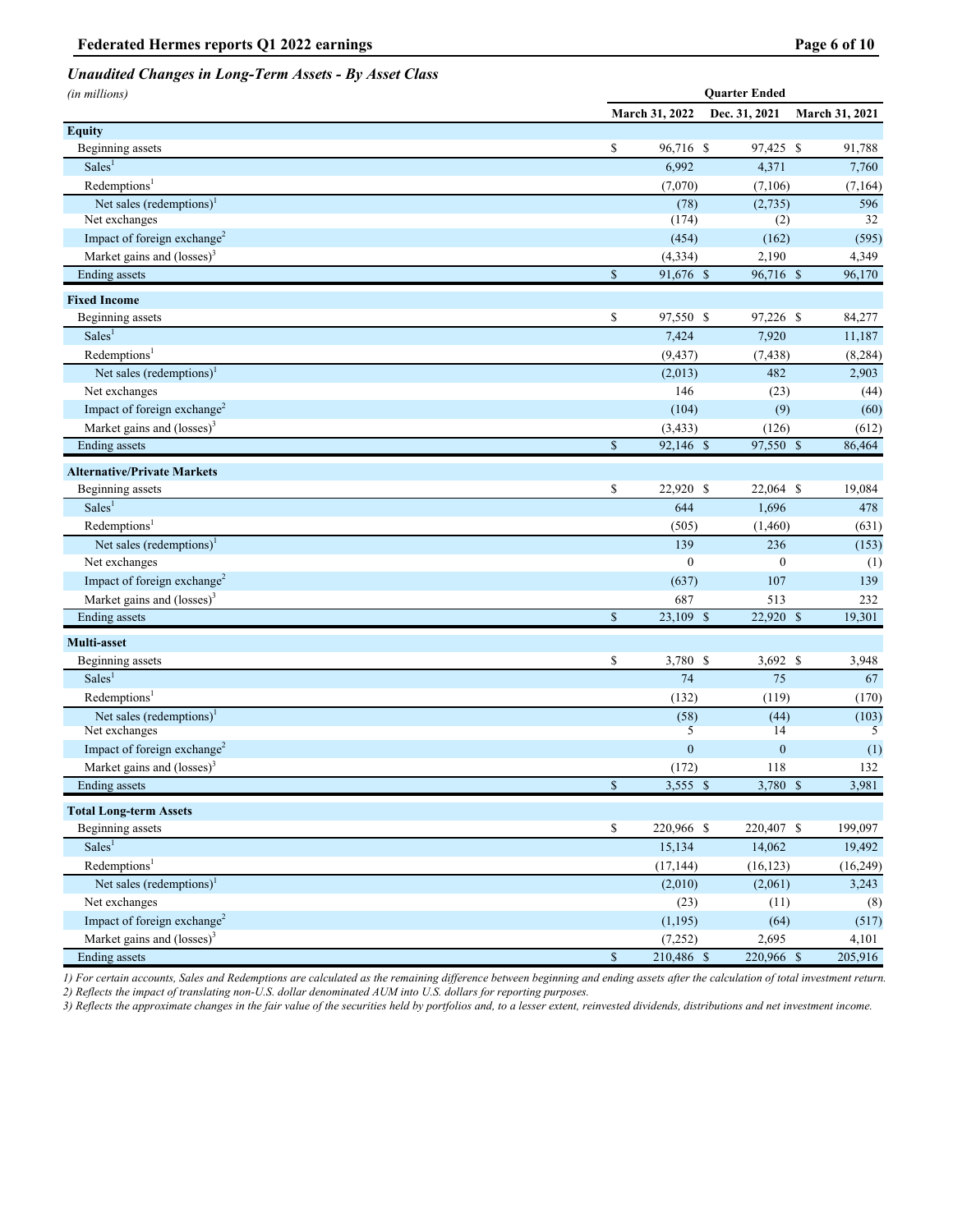### *Unaudited Changes in Long-Term Assets - By Asset Class*

*(in millions)*

| | Quarter Ended | | |
|---|---|---|---|
| | March 31, 2022 | Dec. 31, 2021 | March 31, 2021 |
| **Equity** | | | |
| Beginning assets | $ 96,716 | $ 97,425 | $ 91,788 |
| Sales[1] | 6,992 | 4,371 | 7,760 |
| Redemptions[1] | (7,070) | (7,106) | (7,164) |
| Net sales (redemptions)[1] | (78) | (2,735) | 596 |
| Net exchanges | (174) | (2) | 32 |
| Impact of foreign exchange[2] | (454) | (162) | (595) |
| Market gains and (losses)[3] | (4,334) | 2,190 | 4,349 |
| Ending assets | $ 91,676 | $ 96,716 | $ 96,170 |
| **Fixed Income** | | | |
| Beginning assets | $ 97,550 | $ 97,226 | $ 84,277 |
| Sales[1] | 7,424 | 7,920 | 11,187 |
| Redemptions[1] | (9,437) | (7,438) | (8,284) |
| Net sales (redemptions)[1] | (2,013) | 482 | 2,903 |
| Net exchanges | 146 | (23) | (44) |
| Impact of foreign exchange[2] | (104) | (9) | (60) |
| Market gains and (losses)[3] | (3,433) | (126) | (612) |
| Ending assets | $ 92,146 | $ 97,550 | $ 86,464 |
| **Alternative/Private Markets** | | | |
| Beginning assets | $ 22,920 | $ 22,064 | $ 19,084 |
| Sales[1] | 644 | 1,696 | 478 |
| Redemptions[1] | (505) | (1,460) | (631) |
| Net sales (redemptions)[1] | 139 | 236 | (153) |
| Net exchanges | 0 | 0 | (1) |
| Impact of foreign exchange[2] | (637) | 107 | 139 |
| Market gains and (losses)[3] | 687 | 513 | 232 |
| Ending assets | $ 23,109 | $ 22,920 | $ 19,301 |
| **Multi-asset** | | | |
| Beginning assets | $ 3,780 | $ 3,692 | $ 3,948 |
| Sales[1] | 74 | 75 | 67 |
| Redemptions[1] | (132) | (119) | (170) |
| Net sales (redemptions)[1] | (58) | (44) | (103) |
| Net exchanges | 5 | 14 | 5 |
| Impact of foreign exchange[2] | 0 | 0 | (1) |
| Market gains and (losses)[3] | (172) | 118 | 132 |
| Ending assets | $ 3,555 | $ 3,780 | $ 3,981 |
| **Total Long-term Assets** | | | |
| Beginning assets | $ 220,966 | $ 220,407 | $ 199,097 |
| Sales[1] | 15,134 | 14,062 | 19,492 |
| Redemptions[1] | (17,144) | (16,123) | (16,249) |
| Net sales (redemptions)[1] | (2,010) | (2,061) | 3,243 |
| Net exchanges | (23) | (11) | (8) |
| Impact of foreign exchange[2] | (1,195) | (64) | (517) |
| Market gains and (losses)[3] | (7,252) | 2,695 | 4,101 |
| Ending assets | $ 210,486 | $ 220,966 | $ 205,916 |

*1) For certain accounts, Sales and Redemptions are calculated as the remaining difference between beginning and ending assets after the calculation of total investment return.*
*2) Reflects the impact of translating non-U.S. dollar denominated AUM into U.S. dollars for reporting purposes.*
*3) Reflects the approximate changes in the fair value of the securities held by portfolios and, to a lesser extent, reinvested dividends, distributions and net investment income.*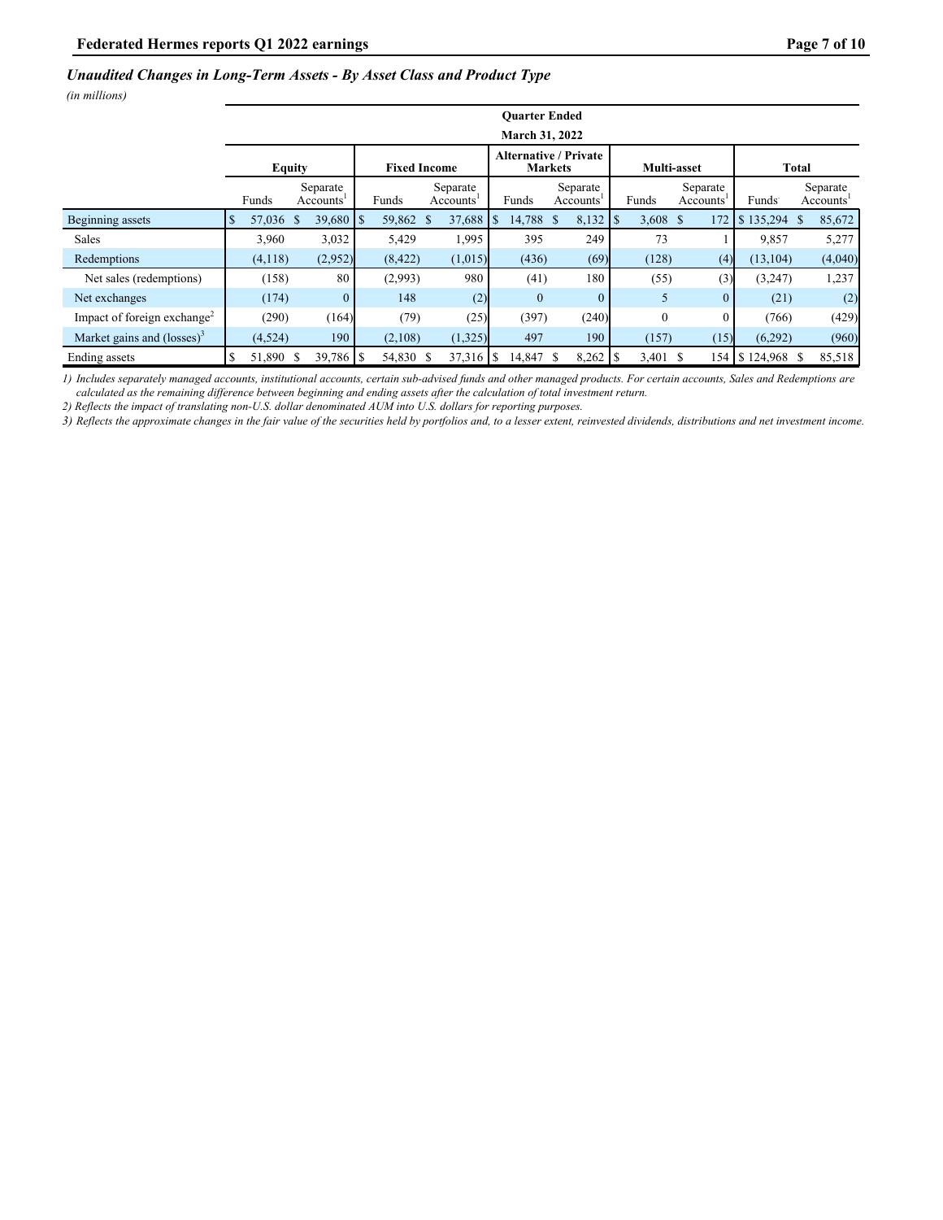### *Unaudited Changes in Long-Term Assets - By Asset Class and Product Type*

*(in millions)*

| | Quarter Ended March 31, 2022 | | | | | | | | | |
|---|---|---|---|---|---|---|---|---|---|---|
| | Equity | | Fixed Income | | Alternative / Private Markets | | Multi-asset | | Total | |
| | Funds | Separate Accounts[1] | Funds | Separate Accounts[1] | Funds | Separate Accounts[1] | Funds | Separate Accounts[1] | Funds | Separate Accounts[1] |
| Beginning assets | $ 57,036 | $ 39,680 | $ 59,862 | $ 37,688 | $ 14,788 | $ 8,132 | $ 3,608 | $ 172 | $ 135,294 | $ 85,672 |
| Sales | 3,960 | 3,032 | 5,429 | 1,995 | 395 | 249 | 73 | 1 | 9,857 | 5,277 |
| Redemptions | (4,118) | (2,952) | (8,422) | (1,015) | (436) | (69) | (128) | (4) | (13,104) | (4,040) |
| Net sales (redemptions) | (158) | 80 | (2,993) | 980 | (41) | 180 | (55) | (3) | (3,247) | 1,237 |
| Net exchanges | (174) | 0 | 148 | (2) | 0 | 0 | 5 | 0 | (21) | (2) |
| Impact of foreign exchange[2] | (290) | (164) | (79) | (25) | (397) | (240) | 0 | 0 | (766) | (429) |
| Market gains and (losses)[3] | (4,524) | 190 | (2,108) | (1,325) | 497 | 190 | (157) | (15) | (6,292) | (960) |
| Ending assets | $ 51,890 | $ 39,786 | $ 54,830 | $ 37,316 | $ 14,847 | $ 8,262 | $ 3,401 | $ 154 | $ 124,968 | $ 85,518 |

*1) Includes separately managed accounts, institutional accounts, certain sub-advised funds and other managed products. For certain accounts, Sales and Redemptions are calculated as the remaining difference between beginning and ending assets after the calculation of total investment return.*

*2) Reflects the impact of translating non-U.S. dollar denominated AUM into U.S. dollars for reporting purposes.*

*3) Reflects the approximate changes in the fair value of the securities held by portfolios and, to a lesser extent, reinvested dividends, distributions and net investment income.*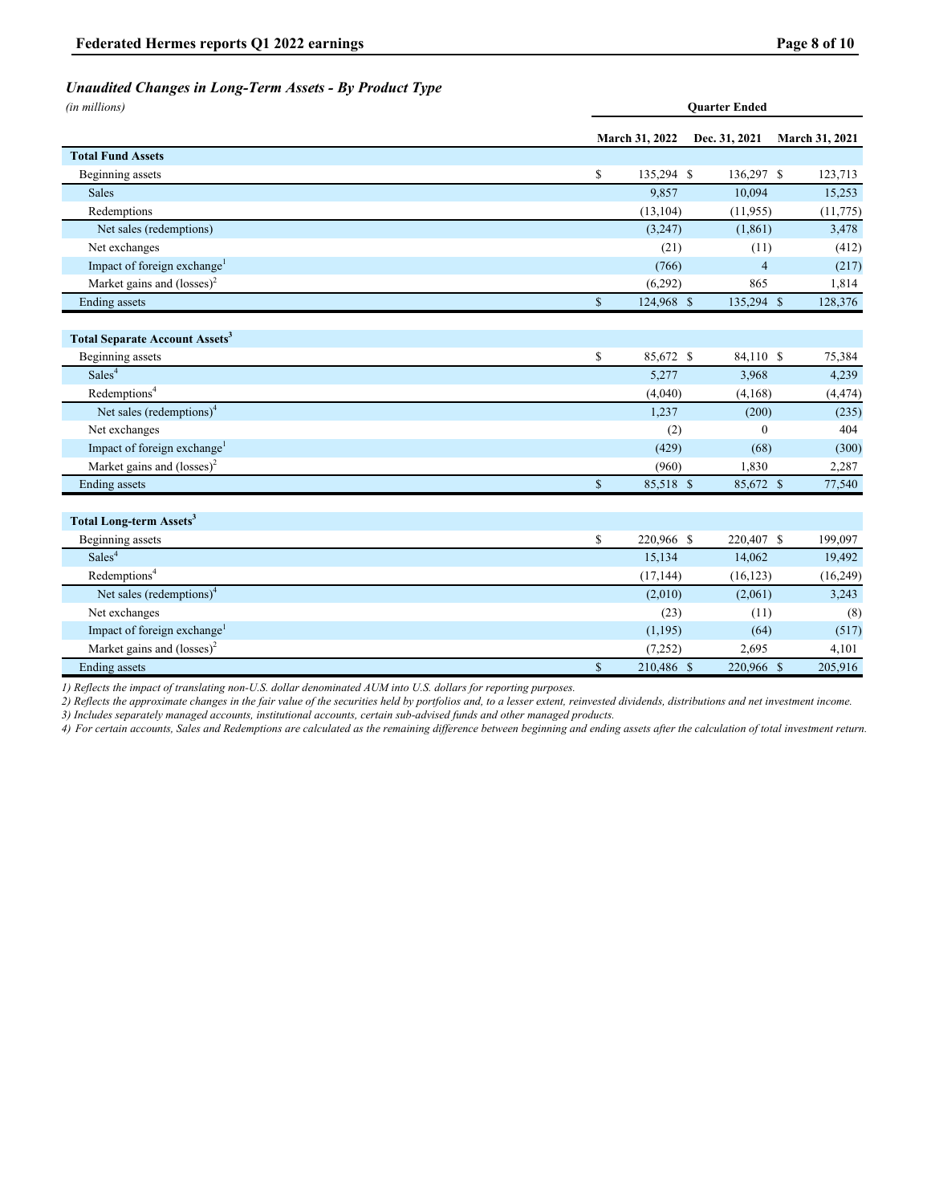## *Unaudited Changes in Long-Term Assets - By Product Type*

*(in millions)*

| | Quarter Ended | | |
|---|---|---|---|
| | March 31, 2022 | Dec. 31, 2021 | March 31, 2021 |
| **Total Fund Assets** | | | |
| Beginning assets | $ 135,294 | $ 136,297 | $ 123,713 |
| Sales | 9,857 | 10,094 | 15,253 |
| Redemptions | (13,104) | (11,955) | (11,775) |
| Net sales (redemptions) | (3,247) | (1,861) | 3,478 |
| Net exchanges | (21) | (11) | (412) |
| Impact of foreign exchange[1] | (766) | 4 | (217) |
| Market gains and (losses)[2] | (6,292) | 865 | 1,814 |
| Ending assets | $ 124,968 | $ 135,294 | $ 128,376 |
| | | | |
| **Total Separate Account Assets[3]** | | | |
| Beginning assets | $ 85,672 | $ 84,110 | $ 75,384 |
| Sales[4] | 5,277 | 3,968 | 4,239 |
| Redemptions[4] | (4,040) | (4,168) | (4,474) |
| Net sales (redemptions)[4] | 1,237 | (200) | (235) |
| Net exchanges | (2) | 0 | 404 |
| Impact of foreign exchange[1] | (429) | (68) | (300) |
| Market gains and (losses)[2] | (960) | 1,830 | 2,287 |
| Ending assets | $ 85,518 | $ 85,672 | $ 77,540 |
| | | | |
| **Total Long-term Assets[3]** | | | |
| Beginning assets | $ 220,966 | $ 220,407 | $ 199,097 |
| Sales[4] | 15,134 | 14,062 | 19,492 |
| Redemptions[4] | (17,144) | (16,123) | (16,249) |
| Net sales (redemptions)[4] | (2,010) | (2,061) | 3,243 |
| Net exchanges | (23) | (11) | (8) |
| Impact of foreign exchange[1] | (1,195) | (64) | (517) |
| Market gains and (losses)[2] | (7,252) | 2,695 | 4,101 |
| Ending assets | $ 210,486 | $ 220,966 | $ 205,916 |

*1) Reflects the impact of translating non-U.S. dollar denominated AUM into U.S. dollars for reporting purposes.*

*2) Reflects the approximate changes in the fair value of the securities held by portfolios and, to a lesser extent, reinvested dividends, distributions and net investment income.*

*3) Includes separately managed accounts, institutional accounts, certain sub-advised funds and other managed products.*

*4) For certain accounts, Sales and Redemptions are calculated as the remaining difference between beginning and ending assets after the calculation of total investment return.*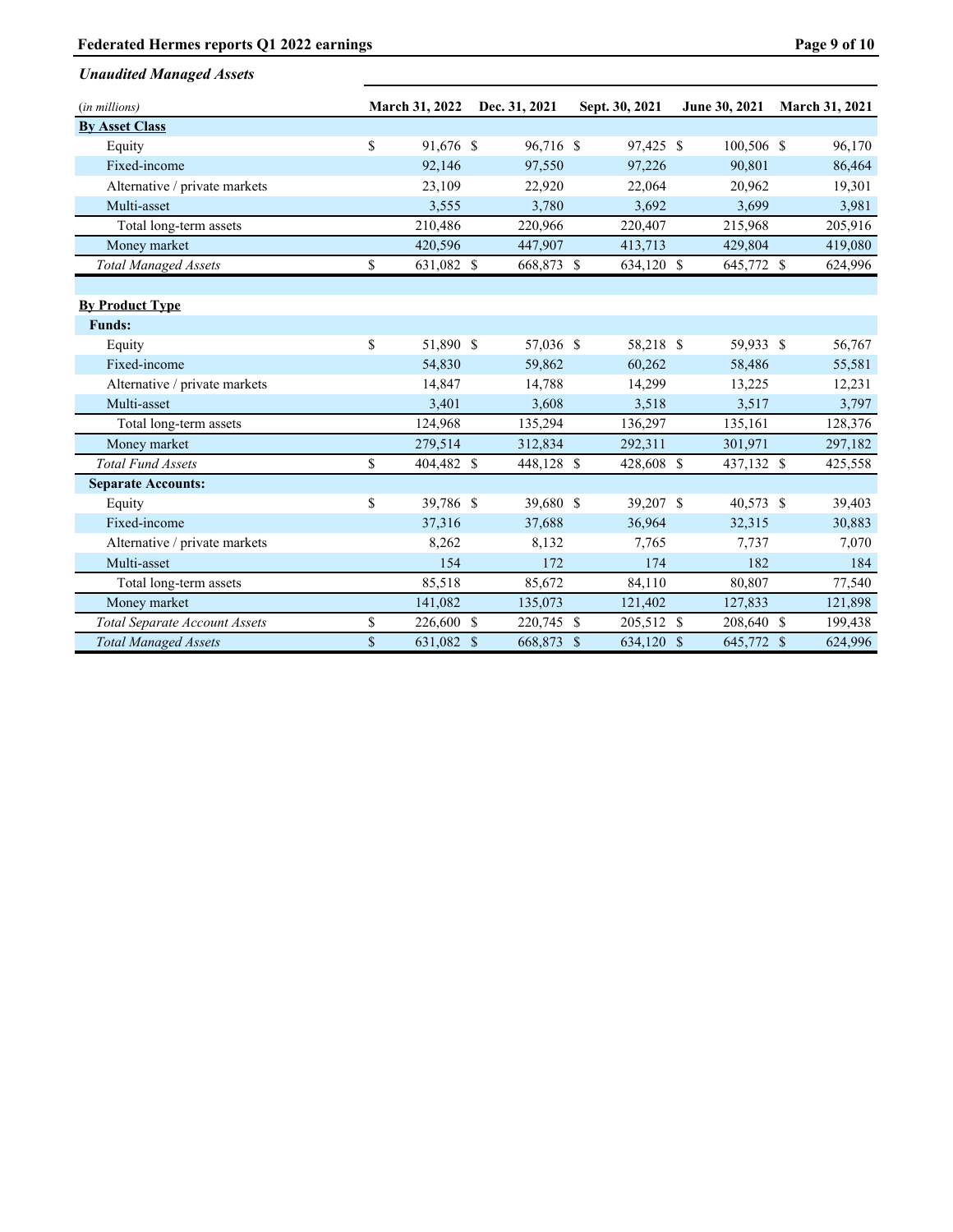*Unaudited Managed Assets*

| (*in millions*) | March 31, 2022 | Dec. 31, 2021 | Sept. 30, 2021 | June 30, 2021 | March 31, 2021 |
|---|---|---|---|---|---|
| **By Asset Class** | | | | | |
| Equity | $ 91,676 | $ 96,716 | $ 97,425 | $ 100,506 | $ 96,170 |
| Fixed-income | 92,146 | 97,550 | 97,226 | 90,801 | 86,464 |
| Alternative / private markets | 23,109 | 22,920 | 22,064 | 20,962 | 19,301 |
| Multi-asset | 3,555 | 3,780 | 3,692 | 3,699 | 3,981 |
| Total long-term assets | 210,486 | 220,966 | 220,407 | 215,968 | 205,916 |
| Money market | 420,596 | 447,907 | 413,713 | 429,804 | 419,080 |
| *Total Managed Assets* | $ 631,082 | $ 668,873 | $ 634,120 | $ 645,772 | $ 624,996 |
| | | | | | |
| **By Product Type** | | | | | |
| **Funds:** | | | | | |
| Equity | $ 51,890 | $ 57,036 | $ 58,218 | $ 59,933 | $ 56,767 |
| Fixed-income | 54,830 | 59,862 | 60,262 | 58,486 | 55,581 |
| Alternative / private markets | 14,847 | 14,788 | 14,299 | 13,225 | 12,231 |
| Multi-asset | 3,401 | 3,608 | 3,518 | 3,517 | 3,797 |
| Total long-term assets | 124,968 | 135,294 | 136,297 | 135,161 | 128,376 |
| Money market | 279,514 | 312,834 | 292,311 | 301,971 | 297,182 |
| *Total Fund Assets* | $ 404,482 | $ 448,128 | $ 428,608 | $ 437,132 | $ 425,558 |
| **Separate Accounts:** | | | | | |
| Equity | $ 39,786 | $ 39,680 | $ 39,207 | $ 40,573 | $ 39,403 |
| Fixed-income | 37,316 | 37,688 | 36,964 | 32,315 | 30,883 |
| Alternative / private markets | 8,262 | 8,132 | 7,765 | 7,737 | 7,070 |
| Multi-asset | 154 | 172 | 174 | 182 | 184 |
| Total long-term assets | 85,518 | 85,672 | 84,110 | 80,807 | 77,540 |
| Money market | 141,082 | 135,073 | 121,402 | 127,833 | 121,898 |
| *Total Separate Account Assets* | $ 226,600 | $ 220,745 | $ 205,512 | $ 208,640 | $ 199,438 |
| *Total Managed Assets* | $ 631,082 | $ 668,873 | $ 634,120 | $ 645,772 | $ 624,996 |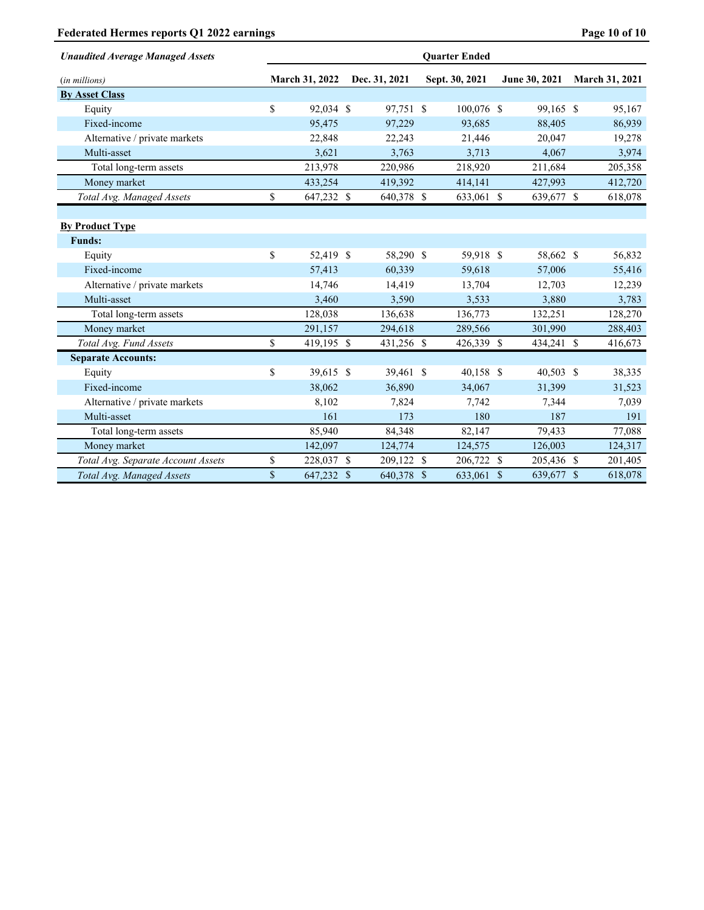| *Unaudited Average Managed Assets* | Quarter Ended | | | | |
|---|---|---|---|---|---|
| (*in millions*) | March 31, 2022 | Dec. 31, 2021 | Sept. 30, 2021 | June 30, 2021 | March 31, 2021 |
| **By Asset Class** | | | | | |
| Equity | $ 92,034 | $ 97,751 | $ 100,076 | $ 99,165 | $ 95,167 |
| Fixed-income | 95,475 | 97,229 | 93,685 | 88,405 | 86,939 |
| Alternative / private markets | 22,848 | 22,243 | 21,446 | 20,047 | 19,278 |
| Multi-asset | 3,621 | 3,763 | 3,713 | 4,067 | 3,974 |
| Total long-term assets | 213,978 | 220,986 | 218,920 | 211,684 | 205,358 |
| Money market | 433,254 | 419,392 | 414,141 | 427,993 | 412,720 |
| *Total Avg. Managed Assets* | $ 647,232 | $ 640,378 | $ 633,061 | $ 639,677 | $ 618,078 |
| | | | | | |
| **By Product Type** | | | | | |
| **Funds:** | | | | | |
| Equity | $ 52,419 | $ 58,290 | $ 59,918 | $ 58,662 | $ 56,832 |
| Fixed-income | 57,413 | 60,339 | 59,618 | 57,006 | 55,416 |
| Alternative / private markets | 14,746 | 14,419 | 13,704 | 12,703 | 12,239 |
| Multi-asset | 3,460 | 3,590 | 3,533 | 3,880 | 3,783 |
| Total long-term assets | 128,038 | 136,638 | 136,773 | 132,251 | 128,270 |
| Money market | 291,157 | 294,618 | 289,566 | 301,990 | 288,403 |
| *Total Avg. Fund Assets* | $ 419,195 | $ 431,256 | $ 426,339 | $ 434,241 | $ 416,673 |
| **Separate Accounts:** | | | | | |
| Equity | $ 39,615 | $ 39,461 | $ 40,158 | $ 40,503 | $ 38,335 |
| Fixed-income | 38,062 | 36,890 | 34,067 | 31,399 | 31,523 |
| Alternative / private markets | 8,102 | 7,824 | 7,742 | 7,344 | 7,039 |
| Multi-asset | 161 | 173 | 180 | 187 | 191 |
| Total long-term assets | 85,940 | 84,348 | 82,147 | 79,433 | 77,088 |
| Money market | 142,097 | 124,774 | 124,575 | 126,003 | 124,317 |
| *Total Avg. Separate Account Assets* | $ 228,037 | $ 209,122 | $ 206,722 | $ 205,436 | $ 201,405 |
| *Total Avg. Managed Assets* | $ 647,232 | $ 640,378 | $ 633,061 | $ 639,677 | $ 618,078 |